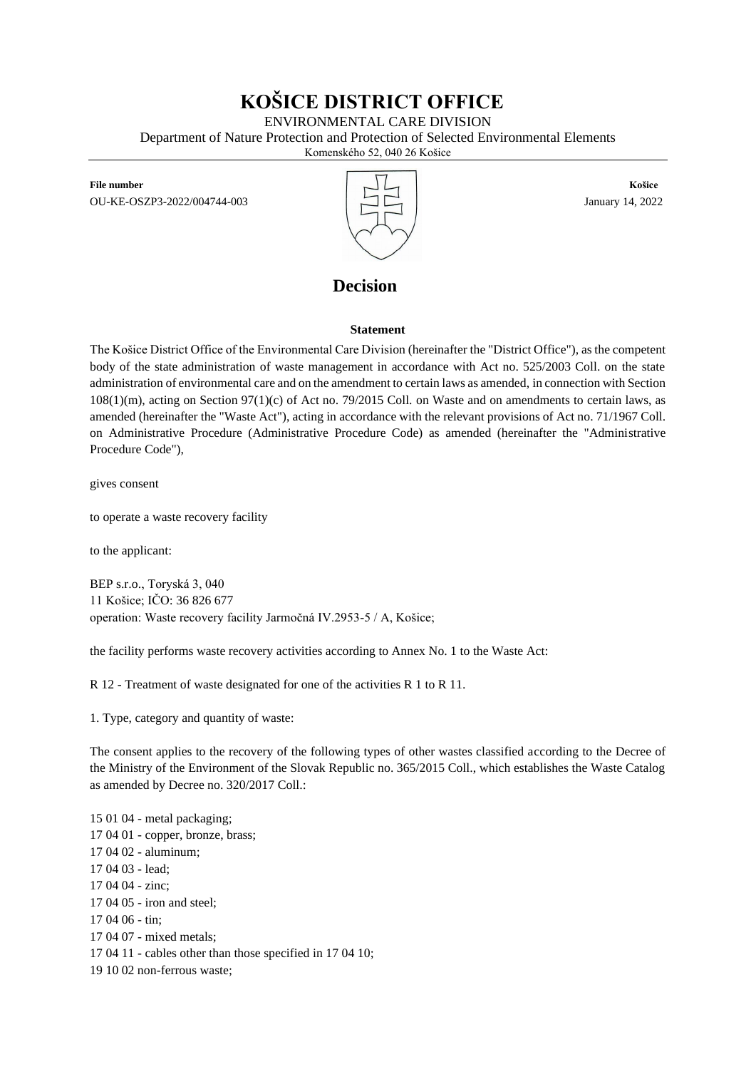# KOŠICE DISTRICT OFFICE

ENVIRONMENTAL CARE DIVISION

Department of Nature Protection and Protection of Selected Environmental Elements

Komenského 52, 040 26 Košice

**File number**
OU-KE-OSZP3-2022/004744-003

**Košice**
January 14, 2022

## Decision

**Statement**

The Košice District Office of the Environmental Care Division (hereinafter the "District Office"), as the competent body of the state administration of waste management in accordance with Act no. 525/2003 Coll. on the state administration of environmental care and on the amendment to certain laws as amended, in connection with Section 108(1)(m), acting on Section 97(1)(c) of Act no. 79/2015 Coll. on Waste and on amendments to certain laws, as amended (hereinafter the "Waste Act"), acting in accordance with the relevant provisions of Act no. 71/1967 Coll. on Administrative Procedure (Administrative Procedure Code) as amended (hereinafter the "Administrative Procedure Code"),

gives consent

to operate a waste recovery facility

to the applicant:

BEP s.r.o., Toryská 3, 040
11 Košice; IČO: 36 826 677
operation: Waste recovery facility Jarmočná IV.2953-5 / A, Košice;

the facility performs waste recovery activities according to Annex No. 1 to the Waste Act:

R 12 - Treatment of waste designated for one of the activities R 1 to R 11.

1. Type, category and quantity of waste:

The consent applies to the recovery of the following types of other wastes classified according to the Decree of the Ministry of the Environment of the Slovak Republic no. 365/2015 Coll., which establishes the Waste Catalog as amended by Decree no. 320/2017 Coll.:

15 01 04 - metal packaging;
17 04 01 - copper, bronze, brass;
17 04 02 - aluminum;
17 04 03 - lead;
17 04 04 - zinc;
17 04 05 - iron and steel;
17 04 06 - tin;
17 04 07 - mixed metals;
17 04 11 - cables other than those specified in 17 04 10;
19 10 02 non-ferrous waste;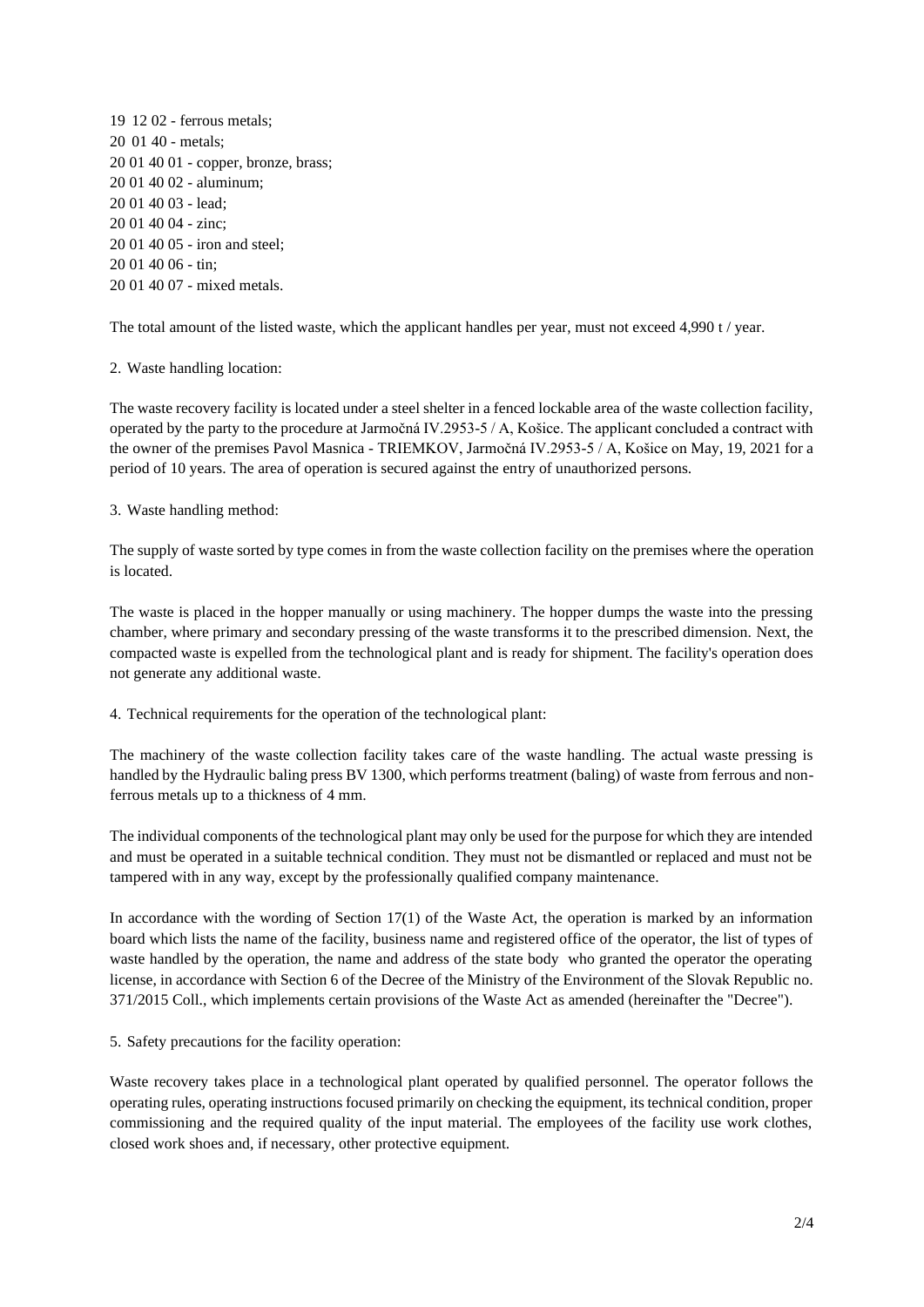19 12 02 - ferrous metals;
20 01 40 - metals;
20 01 40 01 - copper, bronze, brass;
20 01 40 02 - aluminum;
20 01 40 03 - lead;
20 01 40 04 - zinc;
20 01 40 05 - iron and steel;
20 01 40 06 - tin;
20 01 40 07 - mixed metals.

The total amount of the listed waste, which the applicant handles per year, must not exceed 4,990 t / year.

2. Waste handling location:

The waste recovery facility is located under a steel shelter in a fenced lockable area of the waste collection facility, operated by the party to the procedure at Jarmočná IV.2953-5 / A, Košice. The applicant concluded a contract with the owner of the premises Pavol Masnica - TRIEMKOV, Jarmočná IV.2953-5 / A, Košice on May, 19, 2021 for a period of 10 years. The area of operation is secured against the entry of unauthorized persons.

3. Waste handling method:

The supply of waste sorted by type comes in from the waste collection facility on the premises where the operation is located.

The waste is placed in the hopper manually or using machinery. The hopper dumps the waste into the pressing chamber, where primary and secondary pressing of the waste transforms it to the prescribed dimension. Next, the compacted waste is expelled from the technological plant and is ready for shipment. The facility's operation does not generate any additional waste.

4. Technical requirements for the operation of the technological plant:

The machinery of the waste collection facility takes care of the waste handling. The actual waste pressing is handled by the Hydraulic baling press BV 1300, which performs treatment (baling) of waste from ferrous and non-ferrous metals up to a thickness of 4 mm.

The individual components of the technological plant may only be used for the purpose for which they are intended and must be operated in a suitable technical condition. They must not be dismantled or replaced and must not be tampered with in any way, except by the professionally qualified company maintenance.

In accordance with the wording of Section 17(1) of the Waste Act, the operation is marked by an information board which lists the name of the facility, business name and registered office of the operator, the list of types of waste handled by the operation, the name and address of the state body who granted the operator the operating license, in accordance with Section 6 of the Decree of the Ministry of the Environment of the Slovak Republic no. 371/2015 Coll., which implements certain provisions of the Waste Act as amended (hereinafter the "Decree").

5. Safety precautions for the facility operation:

Waste recovery takes place in a technological plant operated by qualified personnel. The operator follows the operating rules, operating instructions focused primarily on checking the equipment, its technical condition, proper commissioning and the required quality of the input material. The employees of the facility use work clothes, closed work shoes and, if necessary, other protective equipment.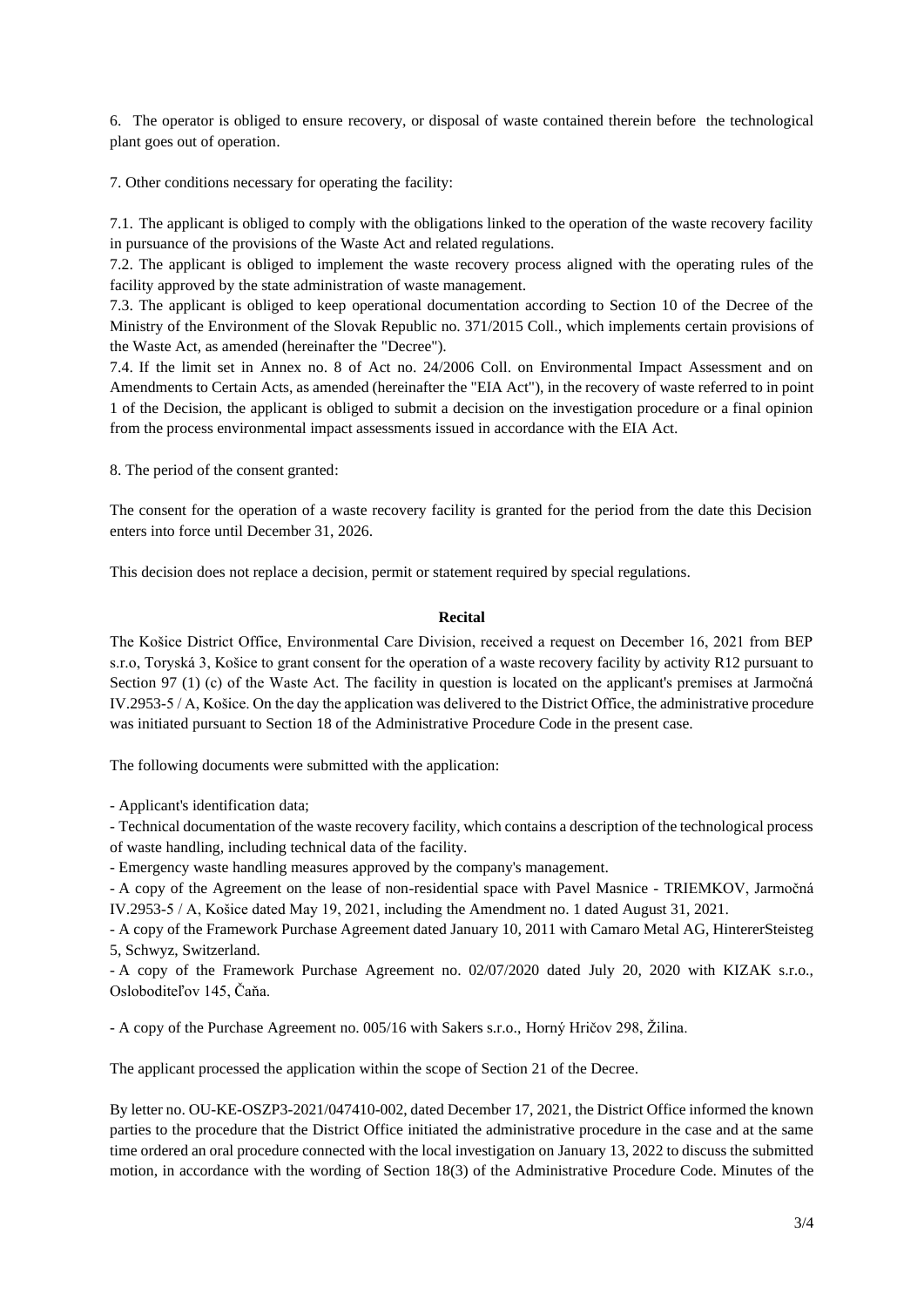6. The operator is obliged to ensure recovery, or disposal of waste contained therein before the technological plant goes out of operation.

7. Other conditions necessary for operating the facility:

7.1. The applicant is obliged to comply with the obligations linked to the operation of the waste recovery facility in pursuance of the provisions of the Waste Act and related regulations.
7.2. The applicant is obliged to implement the waste recovery process aligned with the operating rules of the facility approved by the state administration of waste management.
7.3. The applicant is obliged to keep operational documentation according to Section 10 of the Decree of the Ministry of the Environment of the Slovak Republic no. 371/2015 Coll., which implements certain provisions of the Waste Act, as amended (hereinafter the "Decree").
7.4. If the limit set in Annex no. 8 of Act no. 24/2006 Coll. on Environmental Impact Assessment and on Amendments to Certain Acts, as amended (hereinafter the "EIA Act"), in the recovery of waste referred to in point 1 of the Decision, the applicant is obliged to submit a decision on the investigation procedure or a final opinion from the process environmental impact assessments issued in accordance with the EIA Act.

8. The period of the consent granted:

The consent for the operation of a waste recovery facility is granted for the period from the date this Decision enters into force until December 31, 2026.

This decision does not replace a decision, permit or statement required by special regulations.

**Recital**

The Košice District Office, Environmental Care Division, received a request on December 16, 2021 from BEP s.r.o, Toryská 3, Košice to grant consent for the operation of a waste recovery facility by activity R12 pursuant to Section 97 (1) (c) of the Waste Act. The facility in question is located on the applicant's premises at Jarmočná IV.2953-5 / A, Košice. On the day the application was delivered to the District Office, the administrative procedure was initiated pursuant to Section 18 of the Administrative Procedure Code in the present case.

The following documents were submitted with the application:

- Applicant's identification data;
- Technical documentation of the waste recovery facility, which contains a description of the technological process of waste handling, including technical data of the facility.
- Emergency waste handling measures approved by the company's management.
- A copy of the Agreement on the lease of non-residential space with Pavel Masnice - TRIEMKOV, Jarmočná IV.2953-5 / A, Košice dated May 19, 2021, including the Amendment no. 1 dated August 31, 2021.
- A copy of the Framework Purchase Agreement dated January 10, 2011 with Camaro Metal AG, HintererSteisteg 5, Schwyz, Switzerland.
- A copy of the Framework Purchase Agreement no. 02/07/2020 dated July 20, 2020 with KIZAK s.r.o., Osloboditeľov 145, Čaňa.

- A copy of the Purchase Agreement no. 005/16 with Sakers s.r.o., Horný Hričov 298, Žilina.

The applicant processed the application within the scope of Section 21 of the Decree.

By letter no. OU-KE-OSZP3-2021/047410-002, dated December 17, 2021, the District Office informed the known parties to the procedure that the District Office initiated the administrative procedure in the case and at the same time ordered an oral procedure connected with the local investigation on January 13, 2022 to discuss the submitted motion, in accordance with the wording of Section 18(3) of the Administrative Procedure Code. Minutes of the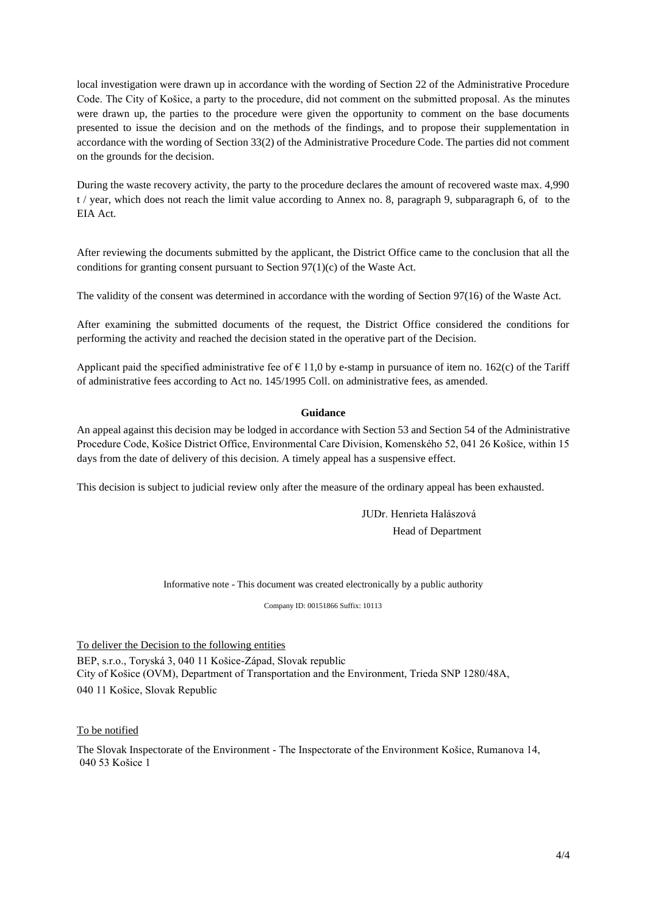local investigation were drawn up in accordance with the wording of Section 22 of the Administrative Procedure Code. The City of Košice, a party to the procedure, did not comment on the submitted proposal. As the minutes were drawn up, the parties to the procedure were given the opportunity to comment on the base documents presented to issue the decision and on the methods of the findings, and to propose their supplementation in accordance with the wording of Section 33(2) of the Administrative Procedure Code. The parties did not comment on the grounds for the decision.

During the waste recovery activity, the party to the procedure declares the amount of recovered waste max. 4,990 t / year, which does not reach the limit value according to Annex no. 8, paragraph 9, subparagraph 6, of to the EIA Act.

After reviewing the documents submitted by the applicant, the District Office came to the conclusion that all the conditions for granting consent pursuant to Section 97(1)(c) of the Waste Act.

The validity of the consent was determined in accordance with the wording of Section 97(16) of the Waste Act.

After examining the submitted documents of the request, the District Office considered the conditions for performing the activity and reached the decision stated in the operative part of the Decision.

Applicant paid the specified administrative fee of € 11,0 by e-stamp in pursuance of item no. 162(c) of the Tariff of administrative fees according to Act no. 145/1995 Coll. on administrative fees, as amended.

**Guidance**

An appeal against this decision may be lodged in accordance with Section 53 and Section 54 of the Administrative Procedure Code, Košice District Office, Environmental Care Division, Komenského 52, 041 26 Košice, within 15 days from the date of delivery of this decision. A timely appeal has a suspensive effect.

This decision is subject to judicial review only after the measure of the ordinary appeal has been exhausted.

JUDr. Henrieta Halászová
Head of Department

Informative note - This document was created electronically by a public authority

Company ID: 00151866 Suffix: 10113

To deliver the Decision to the following entities

BEP, s.r.o., Toryská 3, 040 11 Košice-Západ, Slovak republic
City of Košice (OVM), Department of Transportation and the Environment, Trieda SNP 1280/48A, 040 11 Košice, Slovak Republic

To be notified

The Slovak Inspectorate of the Environment - The Inspectorate of the Environment Košice, Rumanova 14, 040 53 Košice 1